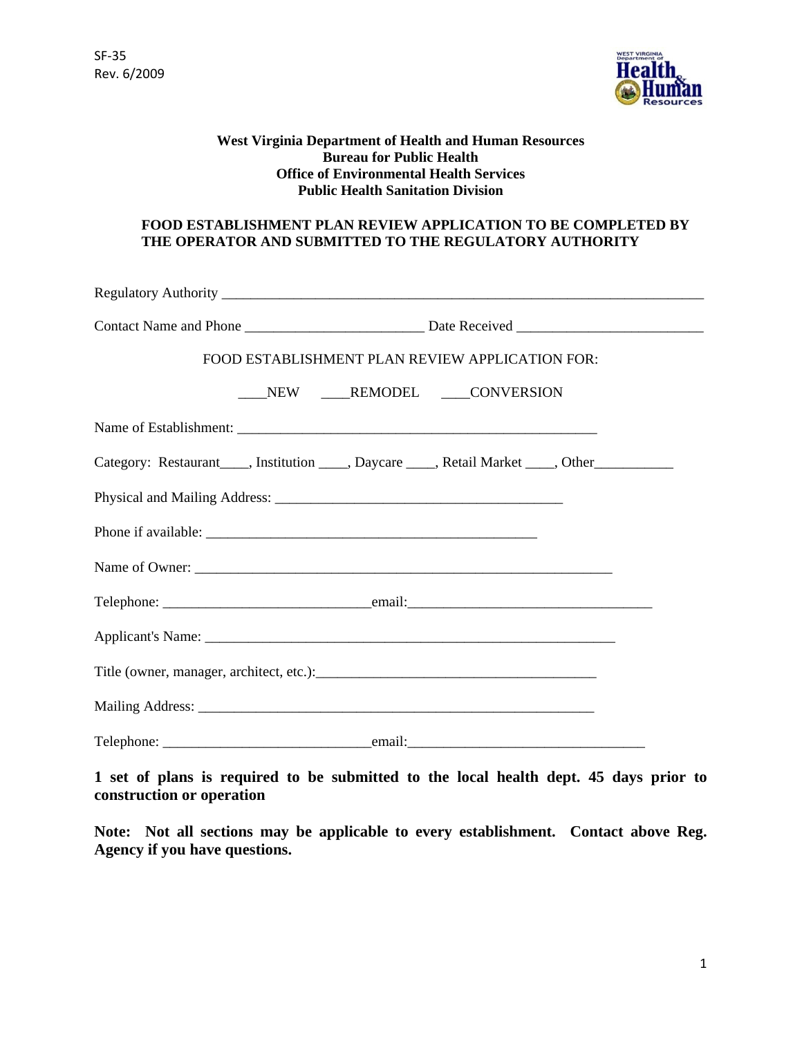SF-35
Rev. 6/2009

**West Virginia Department of Health and Human Resources**
**Bureau for Public Health**
**Office of Environmental Health Services**
**Public Health Sanitation Division**

**FOOD ESTABLISHMENT PLAN REVIEW APPLICATION TO BE COMPLETED BY THE OPERATOR AND SUBMITTED TO THE REGULATORY AUTHORITY**

Regulatory Authority ______________________________________________________________________

Contact Name and Phone _________________________ Date Received __________________________

FOOD ESTABLISHMENT PLAN REVIEW APPLICATION FOR:

____NEW ____REMODEL ____CONVERSION

Name of Establishment: ___________________________________________________

Category: Restaurant____, Institution ____, Daycare ____, Retail Market ____, Other___________

Physical and Mailing Address: ________________________________________

Phone if available: _______________________________________________

Name of Owner: __________________________________________________________

Telephone: ____________________________email:_________________________________

Applicant's Name: __________________________________________________________

Title (owner, manager, architect, etc.):_______________________________________

Mailing Address: ______________________________________________________

Telephone: ____________________________email:________________________________

**1 set of plans is required to be submitted to the local health dept. 45 days prior to construction or operation**

**Note: Not all sections may be applicable to every establishment. Contact above Reg. Agency if you have questions.**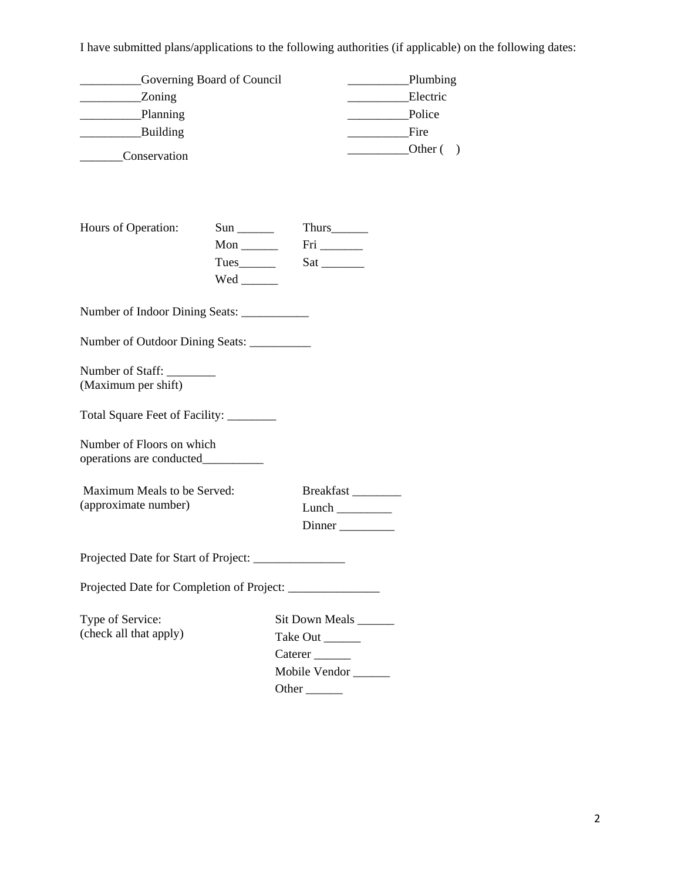I have submitted plans/applications to the following authorities (if applicable) on the following dates:

__________Governing Board of Council
__________Zoning
__________Planning
__________Building
_______Conservation

__________Plumbing
__________Electric
__________Police
__________Fire
__________Other (    )

Hours of Operation: Sun ______ Mon ______ Tues______ Wed ______ Thurs______ Fri _______ Sat _______

Number of Indoor Dining Seats: ___________

Number of Outdoor Dining Seats: __________

Number of Staff: ________
(Maximum per shift)

Total Square Feet of Facility: ________

Number of Floors on which operations are conducted__________

Maximum Meals to be Served:
(approximate number)

Breakfast ________
Lunch _________
Dinner _________

Projected Date for Start of Project: _______________

Projected Date for Completion of Project: _______________

Type of Service:
(check all that apply)

Sit Down Meals ______
Take Out ______
Caterer ______
Mobile Vendor ______
Other ______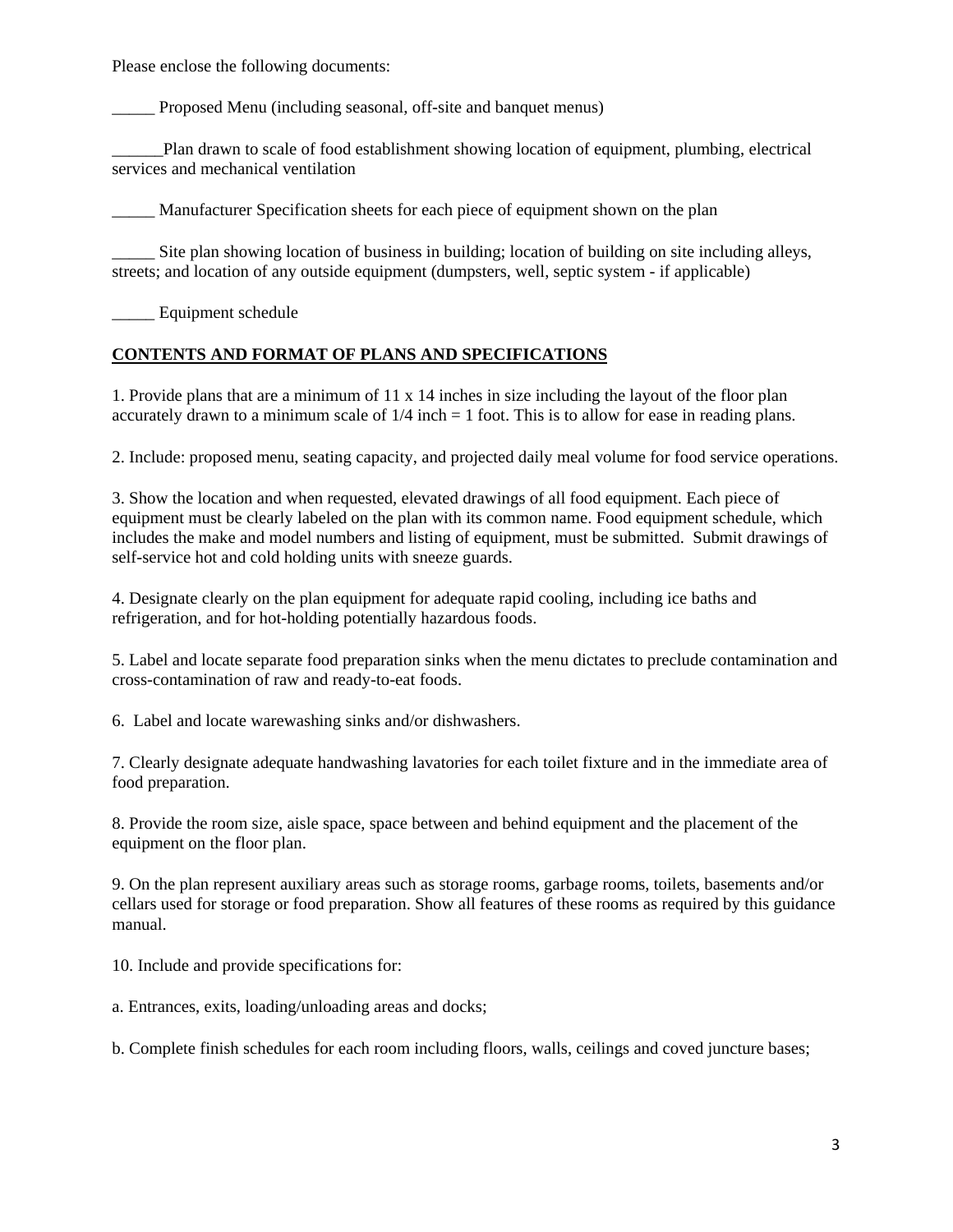Please enclose the following documents:

_____ Proposed Menu (including seasonal, off-site and banquet menus)

______Plan drawn to scale of food establishment showing location of equipment, plumbing, electrical services and mechanical ventilation

_____ Manufacturer Specification sheets for each piece of equipment shown on the plan

_____ Site plan showing location of business in building; location of building on site including alleys, streets; and location of any outside equipment (dumpsters, well, septic system - if applicable)

_____ Equipment schedule

**CONTENTS AND FORMAT OF PLANS AND SPECIFICATIONS**

1. Provide plans that are a minimum of 11 x 14 inches in size including the layout of the floor plan accurately drawn to a minimum scale of 1/4 inch = 1 foot. This is to allow for ease in reading plans.

2. Include: proposed menu, seating capacity, and projected daily meal volume for food service operations.

3. Show the location and when requested, elevated drawings of all food equipment. Each piece of equipment must be clearly labeled on the plan with its common name. Food equipment schedule, which includes the make and model numbers and listing of equipment, must be submitted. Submit drawings of self-service hot and cold holding units with sneeze guards.

4. Designate clearly on the plan equipment for adequate rapid cooling, including ice baths and refrigeration, and for hot-holding potentially hazardous foods.

5. Label and locate separate food preparation sinks when the menu dictates to preclude contamination and cross-contamination of raw and ready-to-eat foods.

6. Label and locate warewashing sinks and/or dishwashers.

7. Clearly designate adequate handwashing lavatories for each toilet fixture and in the immediate area of food preparation.

8. Provide the room size, aisle space, space between and behind equipment and the placement of the equipment on the floor plan.

9. On the plan represent auxiliary areas such as storage rooms, garbage rooms, toilets, basements and/or cellars used for storage or food preparation. Show all features of these rooms as required by this guidance manual.

10. Include and provide specifications for:

a. Entrances, exits, loading/unloading areas and docks;

b. Complete finish schedules for each room including floors, walls, ceilings and coved juncture bases;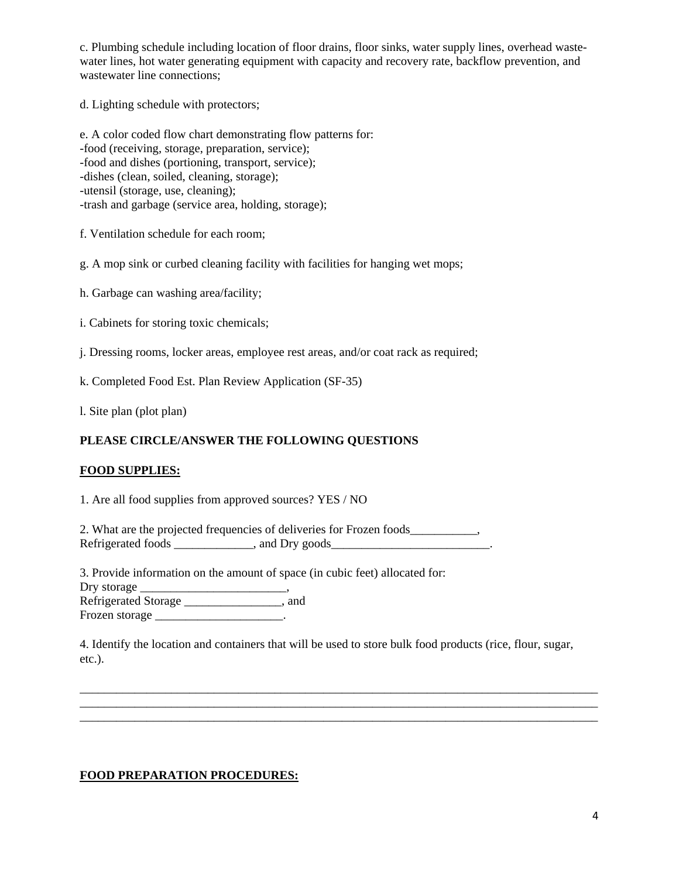c. Plumbing schedule including location of floor drains, floor sinks, water supply lines, overhead waste-water lines, hot water generating equipment with capacity and recovery rate, backflow prevention, and wastewater line connections;

d. Lighting schedule with protectors;

e. A color coded flow chart demonstrating flow patterns for:
-food (receiving, storage, preparation, service);
-food and dishes (portioning, transport, service);
-dishes (clean, soiled, cleaning, storage);
-utensil (storage, use, cleaning);
-trash and garbage (service area, holding, storage);

f. Ventilation schedule for each room;

g. A mop sink or curbed cleaning facility with facilities for hanging wet mops;

h. Garbage can washing area/facility;

i. Cabinets for storing toxic chemicals;

j. Dressing rooms, locker areas, employee rest areas, and/or coat rack as required;

k. Completed Food Est. Plan Review Application (SF-35)

l. Site plan (plot plan)

**PLEASE CIRCLE/ANSWER THE FOLLOWING QUESTIONS**

**FOOD SUPPLIES:**

1. Are all food supplies from approved sources? YES / NO

2. What are the projected frequencies of deliveries for Frozen foods___________, Refrigerated foods _____________, and Dry goods__________________________.

3. Provide information on the amount of space (in cubic feet) allocated for:
Dry storage ________________________,
Refrigerated Storage ________________, and
Frozen storage _____________________.

4. Identify the location and containers that will be used to store bulk food products (rice, flour, sugar, etc.).

______________________________________________________________________________________
______________________________________________________________________________________
______________________________________________________________________________________

**FOOD PREPARATION PROCEDURES:**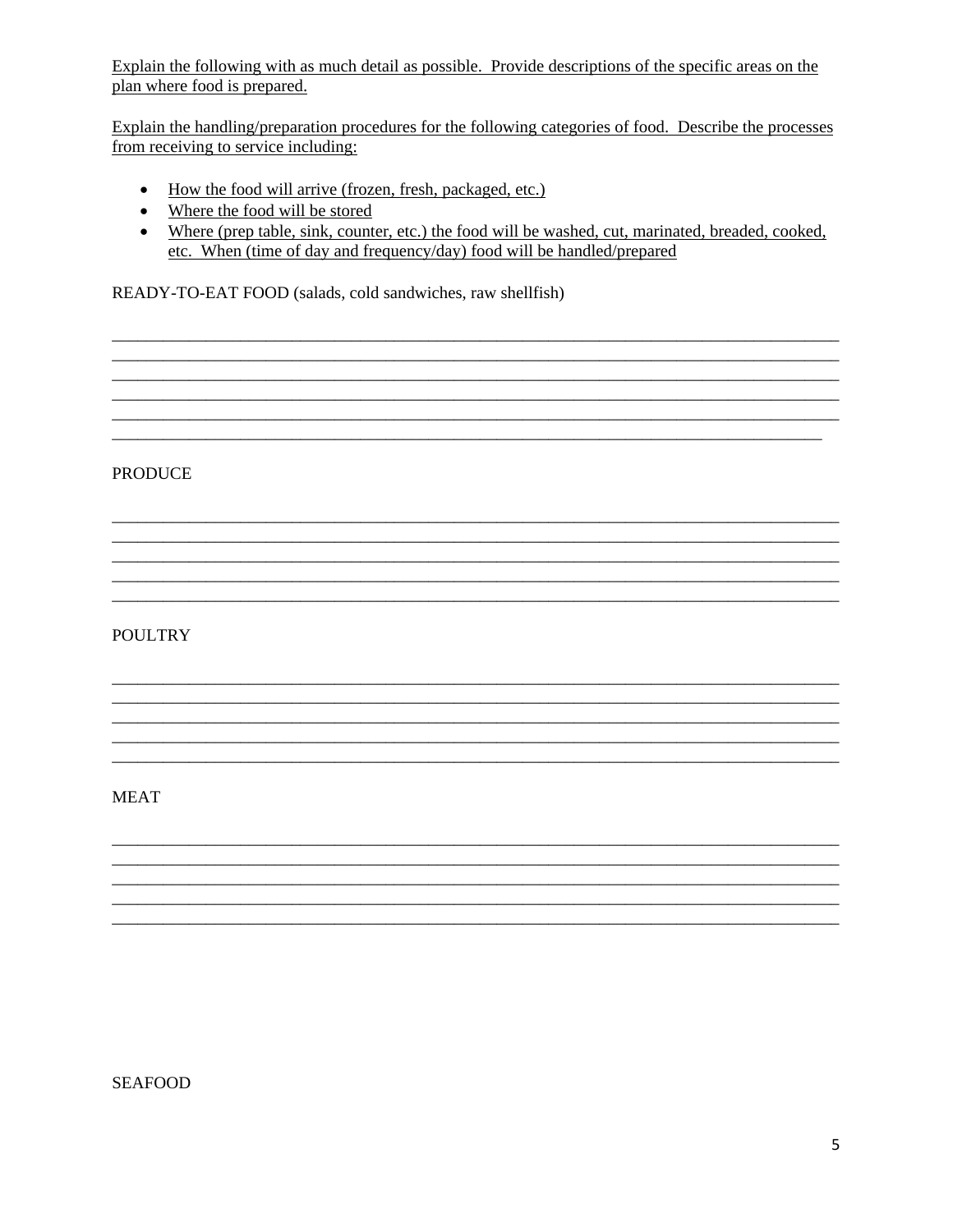<u>Explain the following with as much detail as possible. Provide descriptions of the specific areas on the plan where food is prepared.</u>

<u>Explain the handling/preparation procedures for the following categories of food. Describe the processes from receiving to service including:</u>

- <u>How the food will arrive (frozen, fresh, packaged, etc.)</u>
- <u>Where the food will be stored</u>
- <u>Where (prep table, sink, counter, etc.) the food will be washed, cut, marinated, breaded, cooked, etc. When (time of day and frequency/day) food will be handled/prepared</u>

READY-TO-EAT FOOD (salads, cold sandwiches, raw shellfish)

\_\_\_\_\_\_\_\_\_\_\_\_\_\_\_\_\_\_\_\_\_\_\_\_\_\_\_\_\_\_\_\_\_\_\_\_\_\_\_\_\_\_\_\_\_\_\_\_\_\_\_\_\_\_\_\_\_\_\_\_\_\_\_\_\_\_\_\_\_\_\_\_\_\_\_\_\_\_
\_\_\_\_\_\_\_\_\_\_\_\_\_\_\_\_\_\_\_\_\_\_\_\_\_\_\_\_\_\_\_\_\_\_\_\_\_\_\_\_\_\_\_\_\_\_\_\_\_\_\_\_\_\_\_\_\_\_\_\_\_\_\_\_\_\_\_\_\_\_\_\_\_\_\_\_\_\_
\_\_\_\_\_\_\_\_\_\_\_\_\_\_\_\_\_\_\_\_\_\_\_\_\_\_\_\_\_\_\_\_\_\_\_\_\_\_\_\_\_\_\_\_\_\_\_\_\_\_\_\_\_\_\_\_\_\_\_\_\_\_\_\_\_\_\_\_\_\_\_\_\_\_\_\_\_\_
\_\_\_\_\_\_\_\_\_\_\_\_\_\_\_\_\_\_\_\_\_\_\_\_\_\_\_\_\_\_\_\_\_\_\_\_\_\_\_\_\_\_\_\_\_\_\_\_\_\_\_\_\_\_\_\_\_\_\_\_\_\_\_\_\_\_\_\_\_\_\_\_\_\_\_\_\_\_
\_\_\_\_\_\_\_\_\_\_\_\_\_\_\_\_\_\_\_\_\_\_\_\_\_\_\_\_\_\_\_\_\_\_\_\_\_\_\_\_\_\_\_\_\_\_\_\_\_\_\_\_\_\_\_\_\_\_\_\_\_\_\_\_\_\_\_\_\_\_\_\_\_\_\_\_\_\_
\_\_\_\_\_\_\_\_\_\_\_\_\_\_\_\_\_\_\_\_\_\_\_\_\_\_\_\_\_\_\_\_\_\_\_\_\_\_\_\_\_\_\_\_\_\_\_\_\_\_\_\_\_\_\_\_\_\_\_\_\_\_\_\_\_\_\_\_\_\_\_\_\_\_\_\_

PRODUCE

\_\_\_\_\_\_\_\_\_\_\_\_\_\_\_\_\_\_\_\_\_\_\_\_\_\_\_\_\_\_\_\_\_\_\_\_\_\_\_\_\_\_\_\_\_\_\_\_\_\_\_\_\_\_\_\_\_\_\_\_\_\_\_\_\_\_\_\_\_\_\_\_\_\_\_\_\_\_
\_\_\_\_\_\_\_\_\_\_\_\_\_\_\_\_\_\_\_\_\_\_\_\_\_\_\_\_\_\_\_\_\_\_\_\_\_\_\_\_\_\_\_\_\_\_\_\_\_\_\_\_\_\_\_\_\_\_\_\_\_\_\_\_\_\_\_\_\_\_\_\_\_\_\_\_\_\_
\_\_\_\_\_\_\_\_\_\_\_\_\_\_\_\_\_\_\_\_\_\_\_\_\_\_\_\_\_\_\_\_\_\_\_\_\_\_\_\_\_\_\_\_\_\_\_\_\_\_\_\_\_\_\_\_\_\_\_\_\_\_\_\_\_\_\_\_\_\_\_\_\_\_\_\_\_\_
\_\_\_\_\_\_\_\_\_\_\_\_\_\_\_\_\_\_\_\_\_\_\_\_\_\_\_\_\_\_\_\_\_\_\_\_\_\_\_\_\_\_\_\_\_\_\_\_\_\_\_\_\_\_\_\_\_\_\_\_\_\_\_\_\_\_\_\_\_\_\_\_\_\_\_\_\_\_
\_\_\_\_\_\_\_\_\_\_\_\_\_\_\_\_\_\_\_\_\_\_\_\_\_\_\_\_\_\_\_\_\_\_\_\_\_\_\_\_\_\_\_\_\_\_\_\_\_\_\_\_\_\_\_\_\_\_\_\_\_\_\_\_\_\_\_\_\_\_\_\_\_\_\_\_\_\_

POULTRY

\_\_\_\_\_\_\_\_\_\_\_\_\_\_\_\_\_\_\_\_\_\_\_\_\_\_\_\_\_\_\_\_\_\_\_\_\_\_\_\_\_\_\_\_\_\_\_\_\_\_\_\_\_\_\_\_\_\_\_\_\_\_\_\_\_\_\_\_\_\_\_\_\_\_\_\_\_\_
\_\_\_\_\_\_\_\_\_\_\_\_\_\_\_\_\_\_\_\_\_\_\_\_\_\_\_\_\_\_\_\_\_\_\_\_\_\_\_\_\_\_\_\_\_\_\_\_\_\_\_\_\_\_\_\_\_\_\_\_\_\_\_\_\_\_\_\_\_\_\_\_\_\_\_\_\_\_
\_\_\_\_\_\_\_\_\_\_\_\_\_\_\_\_\_\_\_\_\_\_\_\_\_\_\_\_\_\_\_\_\_\_\_\_\_\_\_\_\_\_\_\_\_\_\_\_\_\_\_\_\_\_\_\_\_\_\_\_\_\_\_\_\_\_\_\_\_\_\_\_\_\_\_\_\_\_
\_\_\_\_\_\_\_\_\_\_\_\_\_\_\_\_\_\_\_\_\_\_\_\_\_\_\_\_\_\_\_\_\_\_\_\_\_\_\_\_\_\_\_\_\_\_\_\_\_\_\_\_\_\_\_\_\_\_\_\_\_\_\_\_\_\_\_\_\_\_\_\_\_\_\_\_\_\_
\_\_\_\_\_\_\_\_\_\_\_\_\_\_\_\_\_\_\_\_\_\_\_\_\_\_\_\_\_\_\_\_\_\_\_\_\_\_\_\_\_\_\_\_\_\_\_\_\_\_\_\_\_\_\_\_\_\_\_\_\_\_\_\_\_\_\_\_\_\_\_\_\_\_\_\_\_\_

MEAT

\_\_\_\_\_\_\_\_\_\_\_\_\_\_\_\_\_\_\_\_\_\_\_\_\_\_\_\_\_\_\_\_\_\_\_\_\_\_\_\_\_\_\_\_\_\_\_\_\_\_\_\_\_\_\_\_\_\_\_\_\_\_\_\_\_\_\_\_\_\_\_\_\_\_\_\_\_\_
\_\_\_\_\_\_\_\_\_\_\_\_\_\_\_\_\_\_\_\_\_\_\_\_\_\_\_\_\_\_\_\_\_\_\_\_\_\_\_\_\_\_\_\_\_\_\_\_\_\_\_\_\_\_\_\_\_\_\_\_\_\_\_\_\_\_\_\_\_\_\_\_\_\_\_\_\_\_
\_\_\_\_\_\_\_\_\_\_\_\_\_\_\_\_\_\_\_\_\_\_\_\_\_\_\_\_\_\_\_\_\_\_\_\_\_\_\_\_\_\_\_\_\_\_\_\_\_\_\_\_\_\_\_\_\_\_\_\_\_\_\_\_\_\_\_\_\_\_\_\_\_\_\_\_\_\_
\_\_\_\_\_\_\_\_\_\_\_\_\_\_\_\_\_\_\_\_\_\_\_\_\_\_\_\_\_\_\_\_\_\_\_\_\_\_\_\_\_\_\_\_\_\_\_\_\_\_\_\_\_\_\_\_\_\_\_\_\_\_\_\_\_\_\_\_\_\_\_\_\_\_\_\_\_\_
\_\_\_\_\_\_\_\_\_\_\_\_\_\_\_\_\_\_\_\_\_\_\_\_\_\_\_\_\_\_\_\_\_\_\_\_\_\_\_\_\_\_\_\_\_\_\_\_\_\_\_\_\_\_\_\_\_\_\_\_\_\_\_\_\_\_\_\_\_\_\_\_\_\_\_\_\_\_

SEAFOOD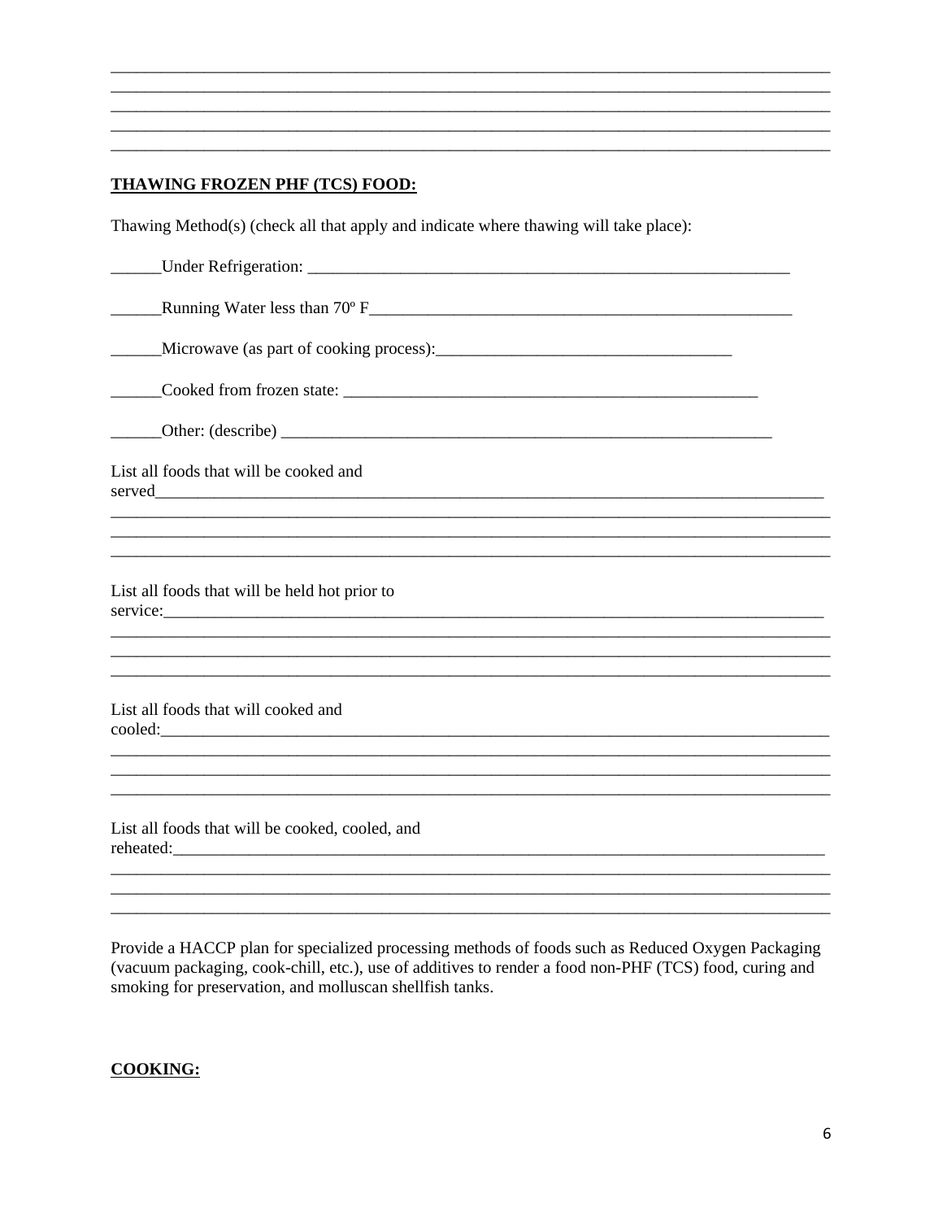_____________________________________________________________________________________
_____________________________________________________________________________________
_____________________________________________________________________________________
_____________________________________________________________________________________
_____________________________________________________________________________________

**THAWING FROZEN PHF (TCS) FOOD:**

Thawing Method(s) (check all that apply and indicate where thawing will take place):

______Under Refrigeration: ___________________________________________________________

______Running Water less than 70º F__________________________________________________

______Microwave (as part of cooking process):__________________________________

______Cooked from frozen state: ______________________________________________

______Other: (describe) ______________________________________________________

List all foods that will be cooked and served_____________________________________________________________________________
_____________________________________________________________________________________
_____________________________________________________________________________________
_____________________________________________________________________________________

List all foods that will be held hot prior to service:____________________________________________________________________________
_____________________________________________________________________________________
_____________________________________________________________________________________
_____________________________________________________________________________________

List all foods that will cooked and cooled:____________________________________________________________________________
_____________________________________________________________________________________
_____________________________________________________________________________________
_____________________________________________________________________________________

List all foods that will be cooked, cooled, and reheated:__________________________________________________________________________
_____________________________________________________________________________________
_____________________________________________________________________________________
_____________________________________________________________________________________

Provide a HACCP plan for specialized processing methods of foods such as Reduced Oxygen Packaging (vacuum packaging, cook-chill, etc.), use of additives to render a food non-PHF (TCS) food, curing and smoking for preservation, and molluscan shellfish tanks.

**COOKING:**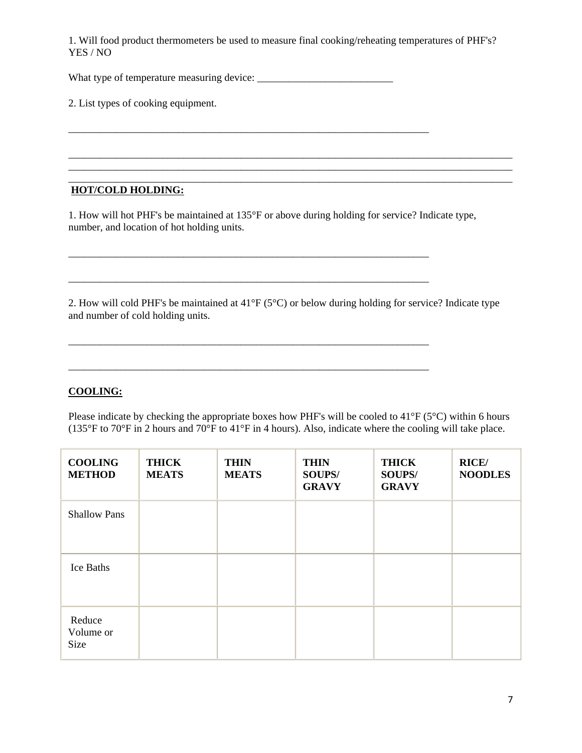1. Will food product thermometers be used to measure final cooking/reheating temperatures of PHF's? YES / NO

What type of temperature measuring device: ___________________________

2. List types of cooking equipment.

________________________________________________________________________

________________________________________________________________________________________
________________________________________________________________________________________
________________________________________________________________________________________

**HOT/COLD HOLDING:**

1. How will hot PHF's be maintained at 135°F or above during holding for service? Indicate type, number, and location of hot holding units.

________________________________________________________________________

________________________________________________________________________

2. How will cold PHF's be maintained at 41°F (5°C) or below during holding for service? Indicate type and number of cold holding units.

________________________________________________________________________

________________________________________________________________________

**COOLING:**

Please indicate by checking the appropriate boxes how PHF's will be cooled to 41°F (5°C) within 6 hours (135°F to 70°F in 2 hours and 70°F to 41°F in 4 hours). Also, indicate where the cooling will take place.

| **COOLING METHOD** | **THICK MEATS** | **THIN MEATS** | **THIN SOUPS/ GRAVY** | **THICK SOUPS/ GRAVY** | **RICE/ NOODLES** |
|---|---|---|---|---|---|
| Shallow Pans | | | | | |
| Ice Baths | | | | | |
| Reduce Volume or Size | | | | | |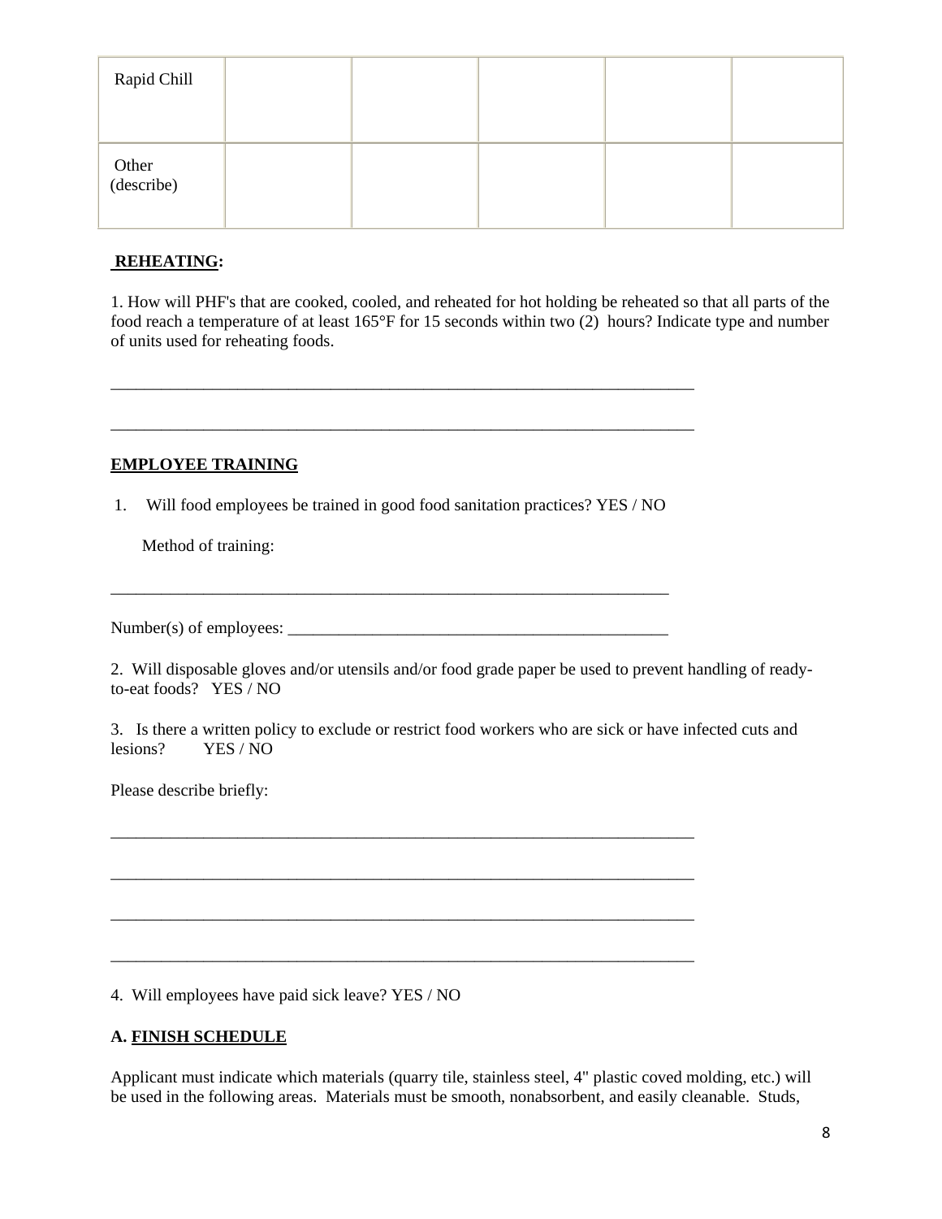| Rapid Chill | | | | | |
|---|---|---|---|---|---|
| Other (describe) | | | | | |

**REHEATING:**

1. How will PHF's that are cooked, cooled, and reheated for hot holding be reheated so that all parts of the food reach a temperature of at least 165°F for 15 seconds within two (2) hours? Indicate type and number of units used for reheating foods.

\_\_\_\_\_\_\_\_\_\_\_\_\_\_\_\_\_\_\_\_\_\_\_\_\_\_\_\_\_\_\_\_\_\_\_\_\_\_\_\_\_\_\_\_\_\_\_\_\_\_\_\_\_\_\_\_\_\_\_\_\_\_\_\_\_\_\_\_\_\_

\_\_\_\_\_\_\_\_\_\_\_\_\_\_\_\_\_\_\_\_\_\_\_\_\_\_\_\_\_\_\_\_\_\_\_\_\_\_\_\_\_\_\_\_\_\_\_\_\_\_\_\_\_\_\_\_\_\_\_\_\_\_\_\_\_\_\_\_\_\_

**EMPLOYEE TRAINING**

1. Will food employees be trained in good food sanitation practices? YES / NO

   Method of training:

\_\_\_\_\_\_\_\_\_\_\_\_\_\_\_\_\_\_\_\_\_\_\_\_\_\_\_\_\_\_\_\_\_\_\_\_\_\_\_\_\_\_\_\_\_\_\_\_\_\_\_\_\_\_\_\_\_\_\_\_\_\_\_\_\_\_\_\_

Number(s) of employees: \_\_\_\_\_\_\_\_\_\_\_\_\_\_\_\_\_\_\_\_\_\_\_\_\_\_\_\_\_\_\_\_\_\_\_\_\_\_\_\_\_\_\_\_\_\_

2. Will disposable gloves and/or utensils and/or food grade paper be used to prevent handling of ready-to-eat foods? YES / NO

3. Is there a written policy to exclude or restrict food workers who are sick or have infected cuts and lesions? YES / NO

Please describe briefly:

\_\_\_\_\_\_\_\_\_\_\_\_\_\_\_\_\_\_\_\_\_\_\_\_\_\_\_\_\_\_\_\_\_\_\_\_\_\_\_\_\_\_\_\_\_\_\_\_\_\_\_\_\_\_\_\_\_\_\_\_\_\_\_\_\_\_\_\_\_\_

\_\_\_\_\_\_\_\_\_\_\_\_\_\_\_\_\_\_\_\_\_\_\_\_\_\_\_\_\_\_\_\_\_\_\_\_\_\_\_\_\_\_\_\_\_\_\_\_\_\_\_\_\_\_\_\_\_\_\_\_\_\_\_\_\_\_\_\_\_\_

\_\_\_\_\_\_\_\_\_\_\_\_\_\_\_\_\_\_\_\_\_\_\_\_\_\_\_\_\_\_\_\_\_\_\_\_\_\_\_\_\_\_\_\_\_\_\_\_\_\_\_\_\_\_\_\_\_\_\_\_\_\_\_\_\_\_\_\_\_\_

\_\_\_\_\_\_\_\_\_\_\_\_\_\_\_\_\_\_\_\_\_\_\_\_\_\_\_\_\_\_\_\_\_\_\_\_\_\_\_\_\_\_\_\_\_\_\_\_\_\_\_\_\_\_\_\_\_\_\_\_\_\_\_\_\_\_\_\_\_\_

4. Will employees have paid sick leave? YES / NO

**A. FINISH SCHEDULE**

Applicant must indicate which materials (quarry tile, stainless steel, 4" plastic coved molding, etc.) will be used in the following areas. Materials must be smooth, nonabsorbent, and easily cleanable. Studs,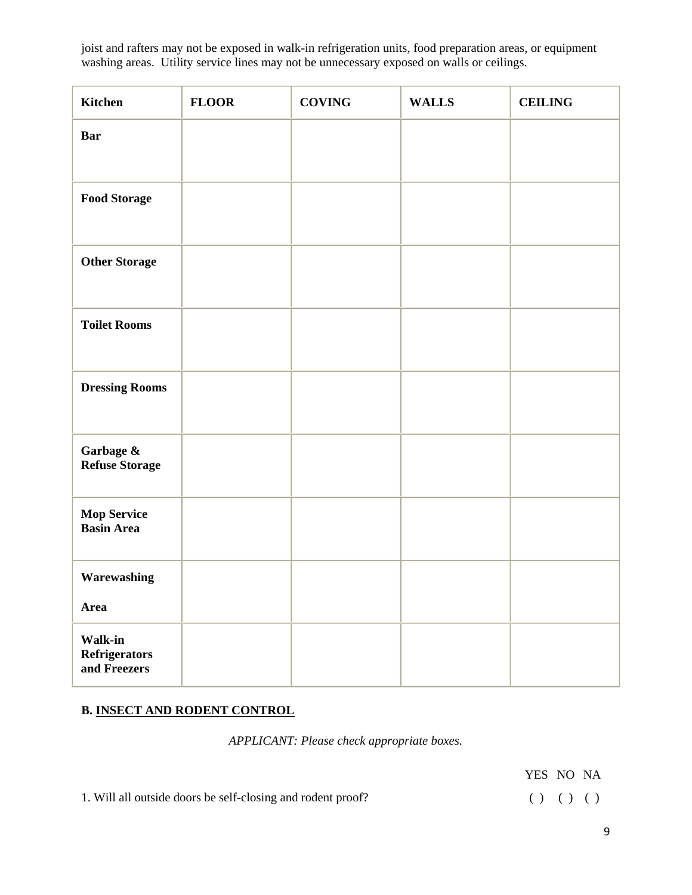joist and rafters may not be exposed in walk-in refrigeration units, food preparation areas, or equipment washing areas. Utility service lines may not be unnecessary exposed on walls or ceilings.

| Kitchen | FLOOR | COVING | WALLS | CEILING |
|---|---|---|---|---|
| **Bar** | | | | |
| **Food Storage** | | | | |
| **Other Storage** | | | | |
| **Toilet Rooms** | | | | |
| **Dressing Rooms** | | | | |
| **Garbage & Refuse Storage** | | | | |
| **Mop Service Basin Area** | | | | |
| **Warewashing Area** | | | | |
| **Walk-in Refrigerators and Freezers** | | | | |

**B. <u>INSECT AND RODENT CONTROL</u>**

*APPLICANT: Please check appropriate boxes.*

| | YES | NO | NA |
|---|---|---|---|
| 1. Will all outside doors be self-closing and rodent proof? | ( ) | ( ) | ( ) |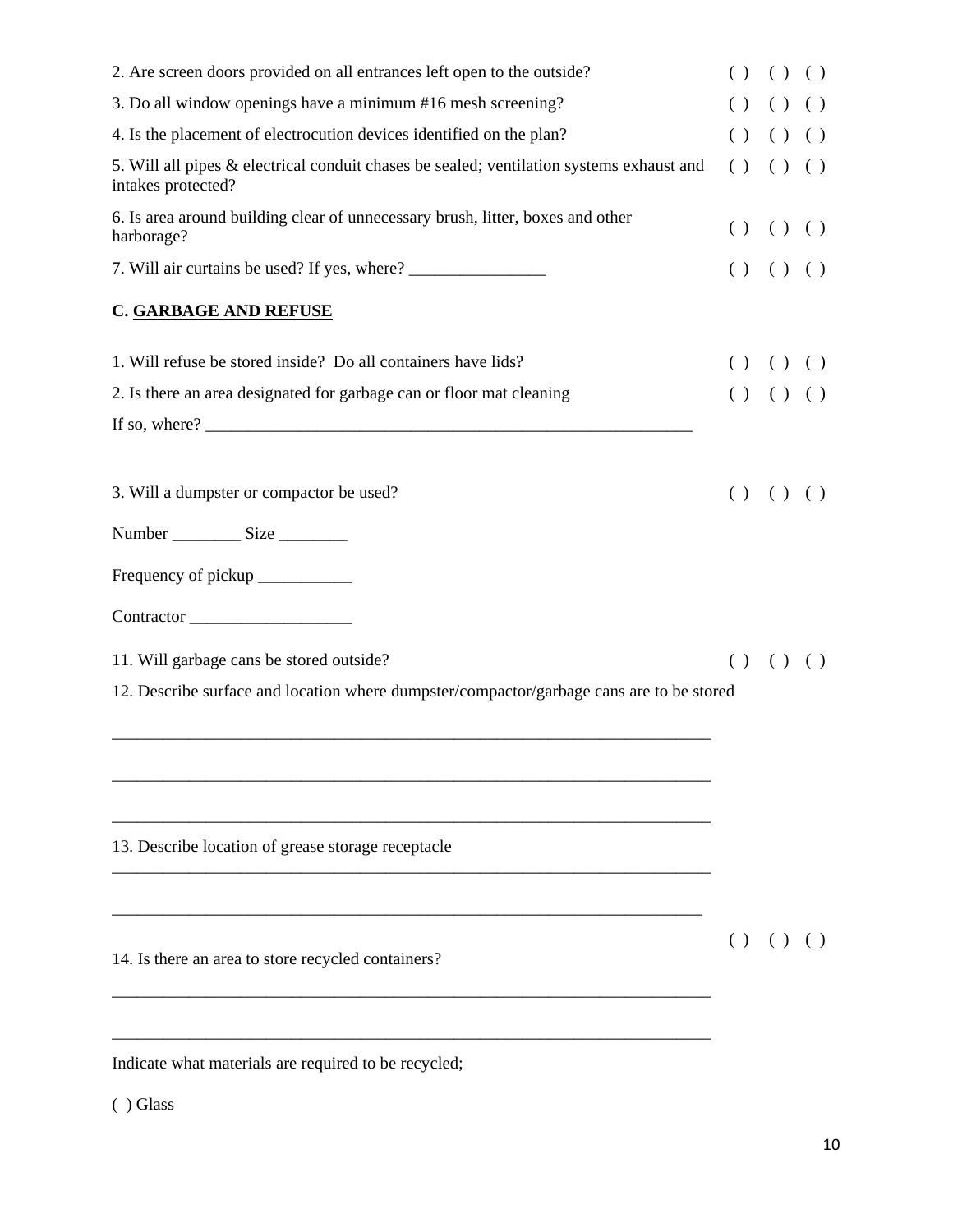2. Are screen doors provided on all entrances left open to the outside? ( ) ( ) ( )

3. Do all window openings have a minimum #16 mesh screening? ( ) ( ) ( )

4. Is the placement of electrocution devices identified on the plan? ( ) ( ) ( )

5. Will all pipes & electrical conduit chases be sealed; ventilation systems exhaust and intakes protected? ( ) ( ) ( )

6. Is area around building clear of unnecessary brush, litter, boxes and other harborage? ( ) ( ) ( )

7. Will air curtains be used? If yes, where? ________________ ( ) ( ) ( )

**C. GARBAGE AND REFUSE**

1. Will refuse be stored inside? Do all containers have lids? ( ) ( ) ( )

2. Is there an area designated for garbage can or floor mat cleaning ( ) ( ) ( )

If so, where? ____________________________________________________________

3. Will a dumpster or compactor be used? ( ) ( ) ( )

Number ________ Size ________

Frequency of pickup ___________

Contractor ___________________

11. Will garbage cans be stored outside? ( ) ( ) ( )

12. Describe surface and location where dumpster/compactor/garbage cans are to be stored

__________________________________________________________________________

__________________________________________________________________________

__________________________________________________________________________

13. Describe location of grease storage receptacle

__________________________________________________________________________

__________________________________________________________________________

14. Is there an area to store recycled containers? ( ) ( ) ( )

__________________________________________________________________________

__________________________________________________________________________

Indicate what materials are required to be recycled;

( ) Glass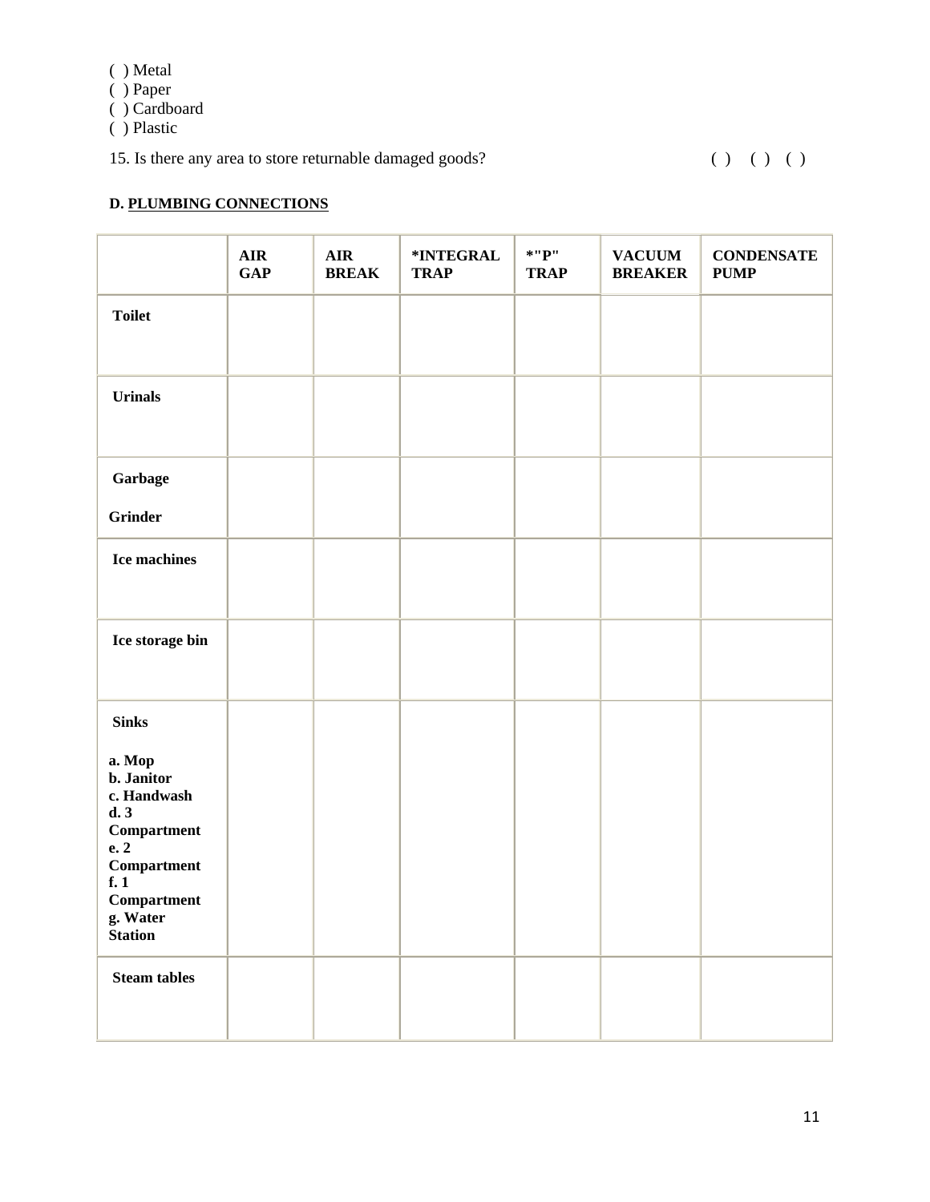( ) Metal
( ) Paper
( ) Cardboard
( ) Plastic

15. Is there any area to store returnable damaged goods? ( ) ( ) ( )

**D. PLUMBING CONNECTIONS**

| | AIR GAP | AIR BREAK | *INTEGRAL TRAP | *"P" TRAP | VACUUM BREAKER | CONDENSATE PUMP |
|---|---|---|---|---|---|---|
| **Toilet** | | | | | | |
| **Urinals** | | | | | | |
| **Garbage Grinder** | | | | | | |
| **Ice machines** | | | | | | |
| **Ice storage bin** | | | | | | |
| **Sinks**<br>**a. Mop**<br>**b. Janitor**<br>**c. Handwash**<br>**d. 3 Compartment**<br>**e. 2 Compartment**<br>**f. 1 Compartment**<br>**g. Water Station** | | | | | | |
| **Steam tables** | | | | | | |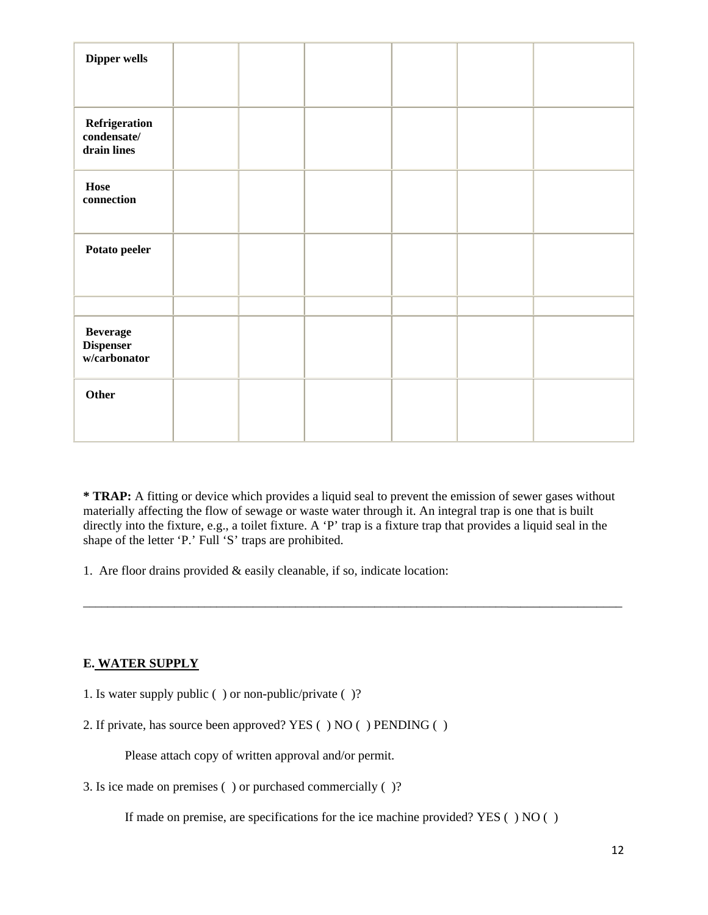| | | | | | | |
|---|---|---|---|---|---|---|
| **Dipper wells** | | | | | | |
| **Refrigeration condensate/ drain lines** | | | | | | |
| **Hose connection** | | | | | | |
| **Potato peeler** | | | | | | |
| | | | | | | |
| **Beverage Dispenser w/carbonator** | | | | | | |
| **Other** | | | | | | |

**\* TRAP:** A fitting or device which provides a liquid seal to prevent the emission of sewer gases without materially affecting the flow of sewage or waste water through it. An integral trap is one that is built directly into the fixture, e.g., a toilet fixture. A 'P' trap is a fixture trap that provides a liquid seal in the shape of the letter 'P.' Full 'S' traps are prohibited.

1. Are floor drains provided & easily cleanable, if so, indicate location:

______________________________________________________________________________

**E. <u>WATER SUPPLY</u>**

1. Is water supply public ( ) or non-public/private ( )?

2. If private, has source been approved? YES ( ) NO ( ) PENDING ( )

   Please attach copy of written approval and/or permit.

3. Is ice made on premises ( ) or purchased commercially ( )?

   If made on premise, are specifications for the ice machine provided? YES ( ) NO ( )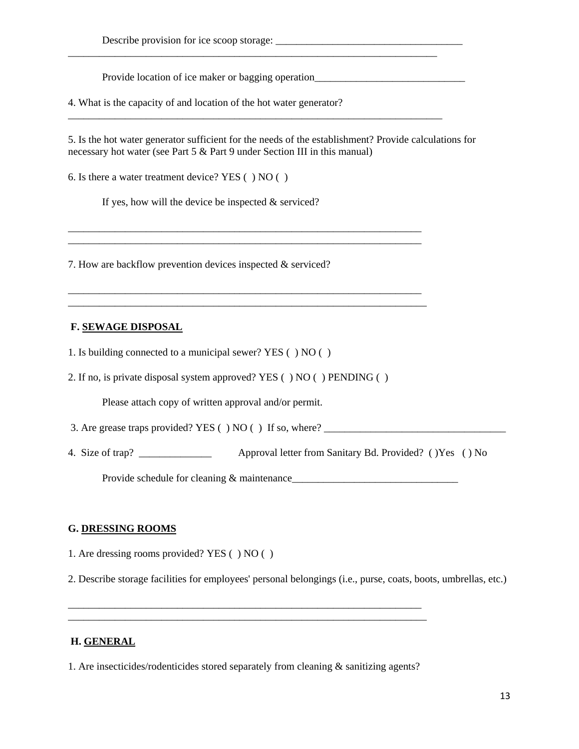Describe provision for ice scoop storage: ____________________________________
__________________________________________________________________________

Provide location of ice maker or bagging operation_____________________________

4. What is the capacity of and location of the hot water generator?
___________________________________________________________________________

5. Is the hot water generator sufficient for the needs of the establishment? Provide calculations for necessary hot water (see Part 5 & Part 9 under Section III in this manual)

6. Is there a water treatment device? YES ( ) NO ( )

If yes, how will the device be inspected & serviced?

_________________________________________________________________________
_________________________________________________________________________

7. How are backflow prevention devices inspected & serviced?

_________________________________________________________________________
__________________________________________________________________________

**F. SEWAGE DISPOSAL**

1. Is building connected to a municipal sewer? YES ( ) NO ( )

2. If no, is private disposal system approved? YES ( ) NO ( ) PENDING ( )

Please attach copy of written approval and/or permit.

3. Are grease traps provided? YES ( ) NO ( ) If so, where? ___________________________________

4. Size of trap? ______________ Approval letter from Sanitary Bd. Provided? ( )Yes ( ) No

Provide schedule for cleaning & maintenance________________________________

**G. DRESSING ROOMS**

1. Are dressing rooms provided? YES ( ) NO ( )

2. Describe storage facilities for employees' personal belongings (i.e., purse, coats, boots, umbrellas, etc.)

_________________________________________________________________________
__________________________________________________________________________

**H. GENERAL**

1. Are insecticides/rodenticides stored separately from cleaning & sanitizing agents?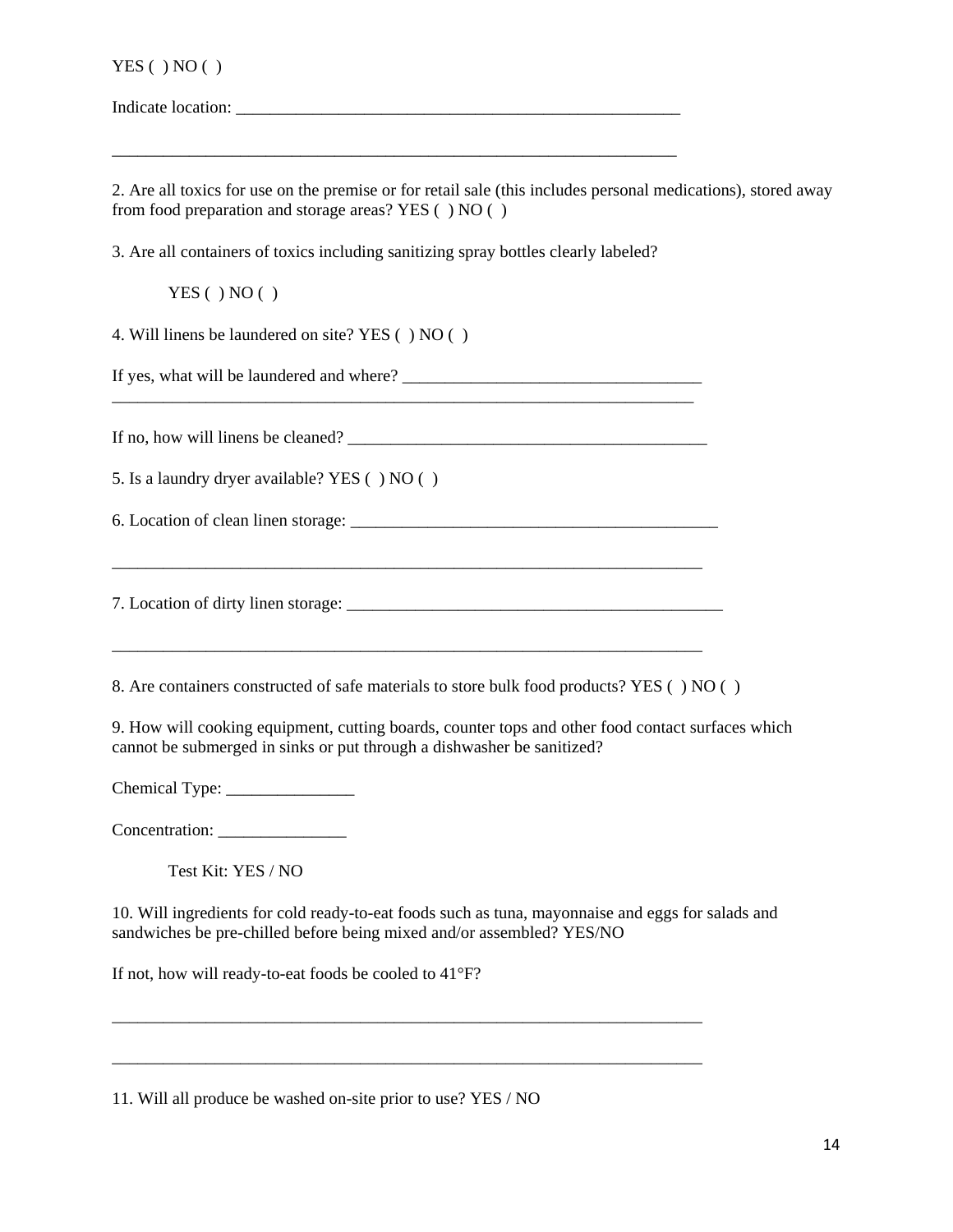YES ( ) NO ( )

Indicate location: ______________________________________________________

_____________________________________________________________________

2. Are all toxics for use on the premise or for retail sale (this includes personal medications), stored away from food preparation and storage areas? YES ( ) NO ( )

3. Are all containers of toxics including sanitizing spray bottles clearly labeled?

YES ( ) NO ( )

4. Will linens be laundered on site? YES ( ) NO ( )

If yes, what will be laundered and where? ___________________________________

_______________________________________________________________________

If no, how will linens be cleaned? ___________________________________________

5. Is a laundry dryer available? YES ( ) NO ( )

6. Location of clean linen storage: ____________________________________________

_______________________________________________________________________

7. Location of dirty linen storage: _____________________________________________

_______________________________________________________________________

8. Are containers constructed of safe materials to store bulk food products? YES ( ) NO ( )

9. How will cooking equipment, cutting boards, counter tops and other food contact surfaces which cannot be submerged in sinks or put through a dishwasher be sanitized?

Chemical Type: _______________

Concentration: _______________

Test Kit: YES / NO

10. Will ingredients for cold ready-to-eat foods such as tuna, mayonnaise and eggs for salads and sandwiches be pre-chilled before being mixed and/or assembled? YES/NO

If not, how will ready-to-eat foods be cooled to 41°F?

_______________________________________________________________________

_______________________________________________________________________

11. Will all produce be washed on-site prior to use? YES / NO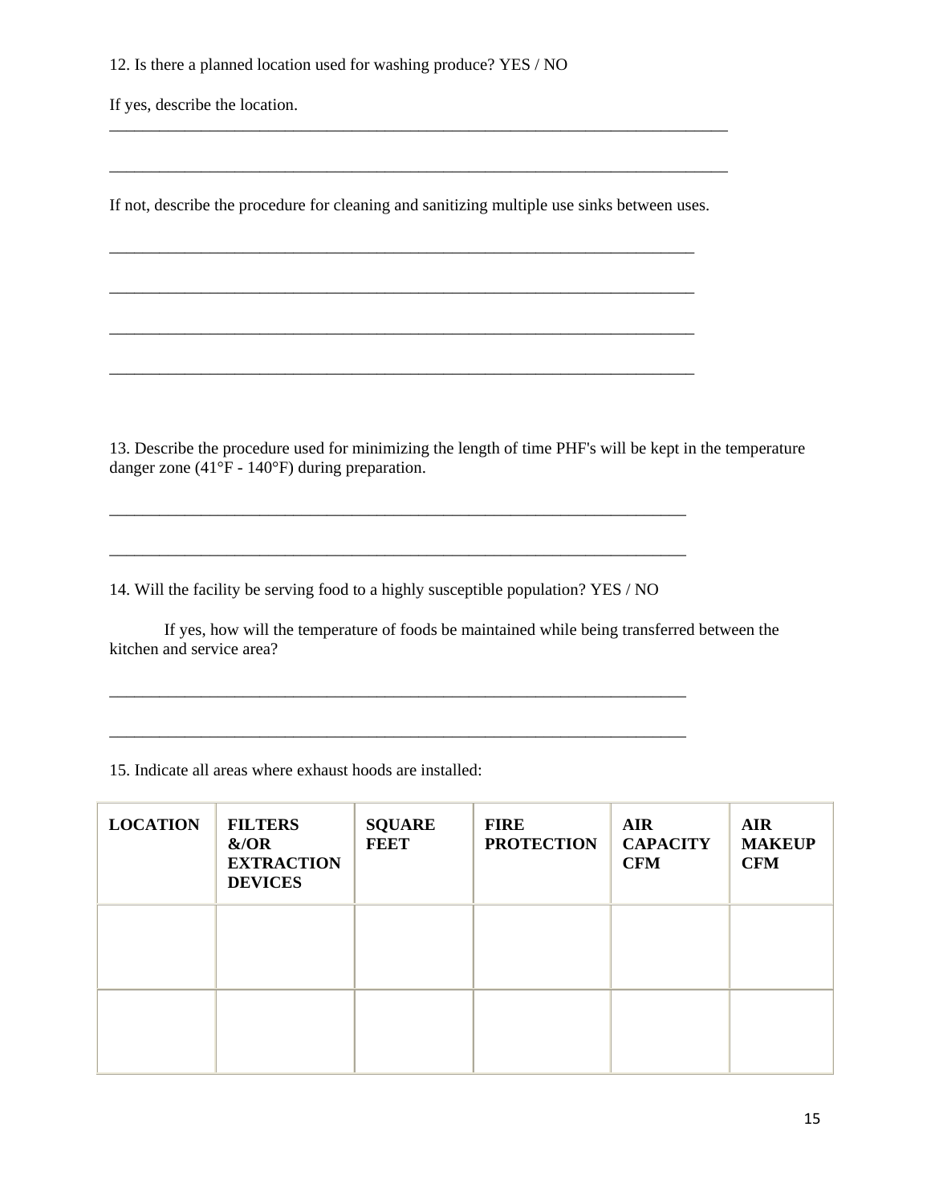12. Is there a planned location used for washing produce? YES / NO

If yes, describe the location.
_______________________________________________________________________________

_______________________________________________________________________________

If not, describe the procedure for cleaning and sanitizing multiple use sinks between uses.

___________________________________________________________________________

___________________________________________________________________________

___________________________________________________________________________

___________________________________________________________________________

13. Describe the procedure used for minimizing the length of time PHF's will be kept in the temperature danger zone (41°F - 140°F) during preparation.

__________________________________________________________________________

__________________________________________________________________________

14. Will the facility be serving food to a highly susceptible population? YES / NO

If yes, how will the temperature of foods be maintained while being transferred between the kitchen and service area?

__________________________________________________________________________

__________________________________________________________________________

15. Indicate all areas where exhaust hoods are installed:

| **LOCATION** | **FILTERS &/OR EXTRACTION DEVICES** | **SQUARE FEET** | **FIRE PROTECTION** | **AIR CAPACITY CFM** | **AIR MAKEUP CFM** |
| --- | --- | --- | --- | --- | --- |
| | | | | | |
| | | | | | |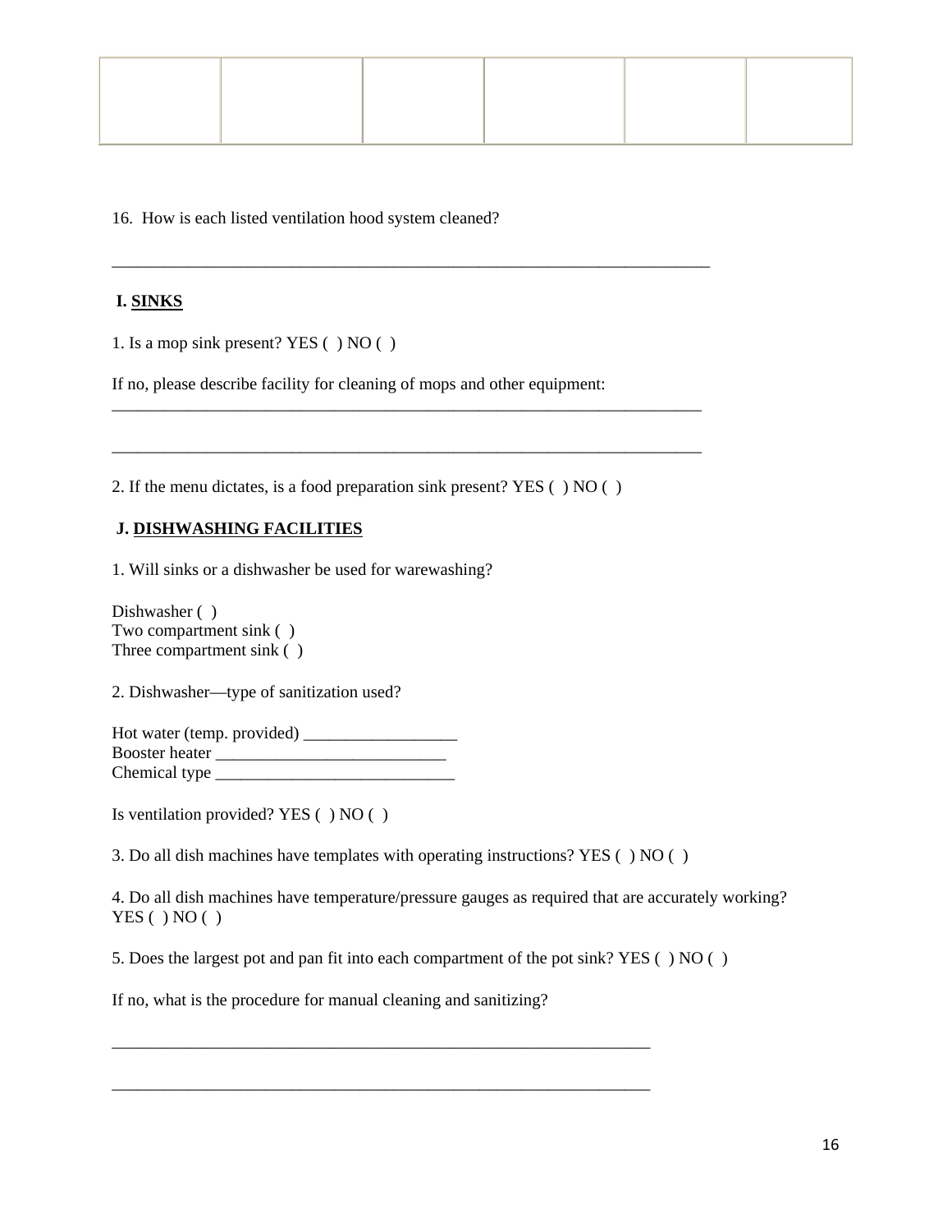| | | | | | |
|---|---|---|---|---|---|
| | | | | | |

16. How is each listed ventilation hood system cleaned?

___________________________________________________________________________

**I. SINKS**

1. Is a mop sink present? YES ( ) NO ( )

If no, please describe facility for cleaning of mops and other equipment:
__________________________________________________________________________

__________________________________________________________________________

2. If the menu dictates, is a food preparation sink present? YES ( ) NO ( )

**J. DISHWASHING FACILITIES**

1. Will sinks or a dishwasher be used for warewashing?

Dishwasher ( )
Two compartment sink ( )
Three compartment sink ( )

2. Dishwasher—type of sanitization used?

Hot water (temp. provided) __________________
Booster heater ___________________________
Chemical type ____________________________

Is ventilation provided? YES ( ) NO ( )

3. Do all dish machines have templates with operating instructions? YES ( ) NO ( )

4. Do all dish machines have temperature/pressure gauges as required that are accurately working? YES ( ) NO ( )

5. Does the largest pot and pan fit into each compartment of the pot sink? YES ( ) NO ( )

If no, what is the procedure for manual cleaning and sanitizing?

___________________________________________________________________

___________________________________________________________________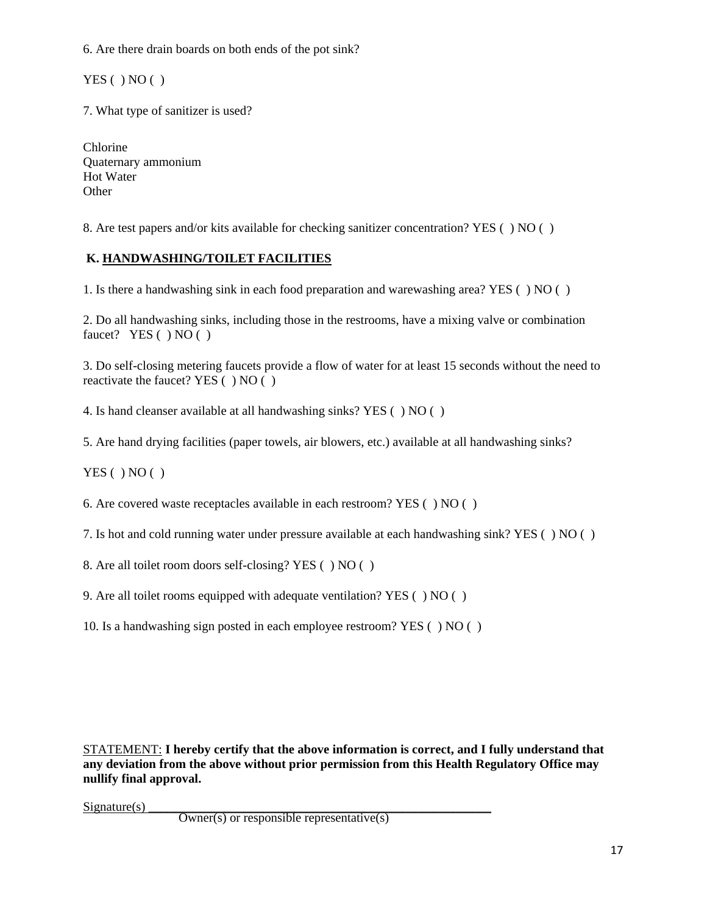6. Are there drain boards on both ends of the pot sink?

YES ( ) NO ( )

7. What type of sanitizer is used?

Chlorine
Quaternary ammonium
Hot Water
Other

8. Are test papers and/or kits available for checking sanitizer concentration? YES ( ) NO ( )

### K. HANDWASHING/TOILET FACILITIES

1. Is there a handwashing sink in each food preparation and warewashing area? YES ( ) NO ( )

2. Do all handwashing sinks, including those in the restrooms, have a mixing valve or combination faucet? YES ( ) NO ( )

3. Do self-closing metering faucets provide a flow of water for at least 15 seconds without the need to reactivate the faucet? YES ( ) NO ( )

4. Is hand cleanser available at all handwashing sinks? YES ( ) NO ( )

5. Are hand drying facilities (paper towels, air blowers, etc.) available at all handwashing sinks?

YES ( ) NO ( )

6. Are covered waste receptacles available in each restroom? YES ( ) NO ( )

7. Is hot and cold running water under pressure available at each handwashing sink? YES ( ) NO ( )

8. Are all toilet room doors self-closing? YES ( ) NO ( )

9. Are all toilet rooms equipped with adequate ventilation? YES ( ) NO ( )

10. Is a handwashing sign posted in each employee restroom? YES ( ) NO ( )

STATEMENT: **I hereby certify that the above information is correct, and I fully understand that any deviation from the above without prior permission from this Health Regulatory Office may nullify final approval.**

Signature(s) ____________________________________________________

Owner(s) or responsible representative(s)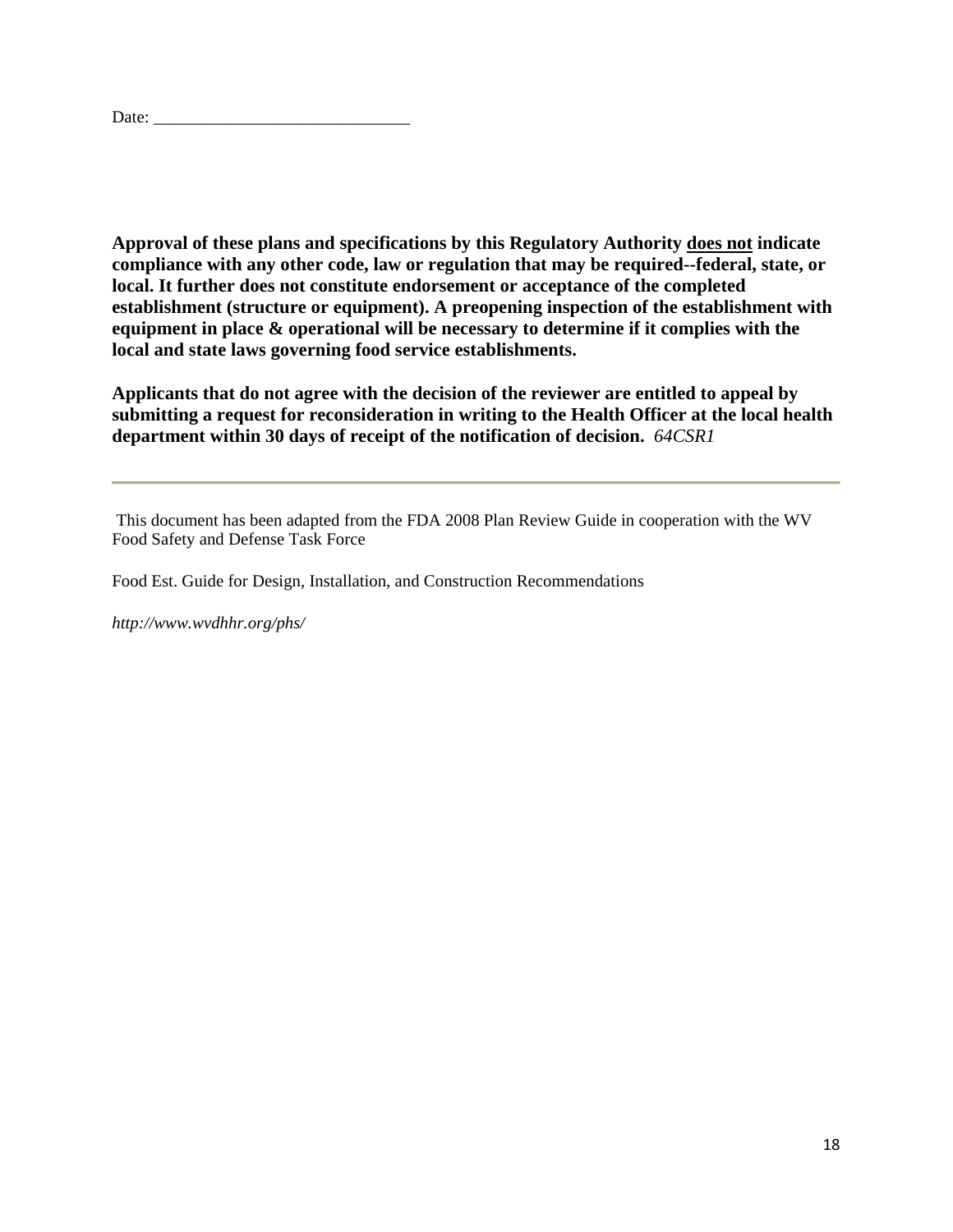Date: ______________________________

**Approval of these plans and specifications by this Regulatory Authority <u>does not</u> indicate compliance with any other code, law or regulation that may be required--federal, state, or local. It further does not constitute endorsement or acceptance of the completed establishment (structure or equipment). A preopening inspection of the establishment with equipment in place & operational will be necessary to determine if it complies with the local and state laws governing food service establishments.**

**Applicants that do not agree with the decision of the reviewer are entitled to appeal by submitting a request for reconsideration in writing to the Health Officer at the local health department within 30 days of receipt of the notification of decision.** *64CSR1*

---

This document has been adapted from the FDA 2008 Plan Review Guide in cooperation with the WV Food Safety and Defense Task Force

Food Est. Guide for Design, Installation, and Construction Recommendations

*http://www.wvdhhr.org/phs/*